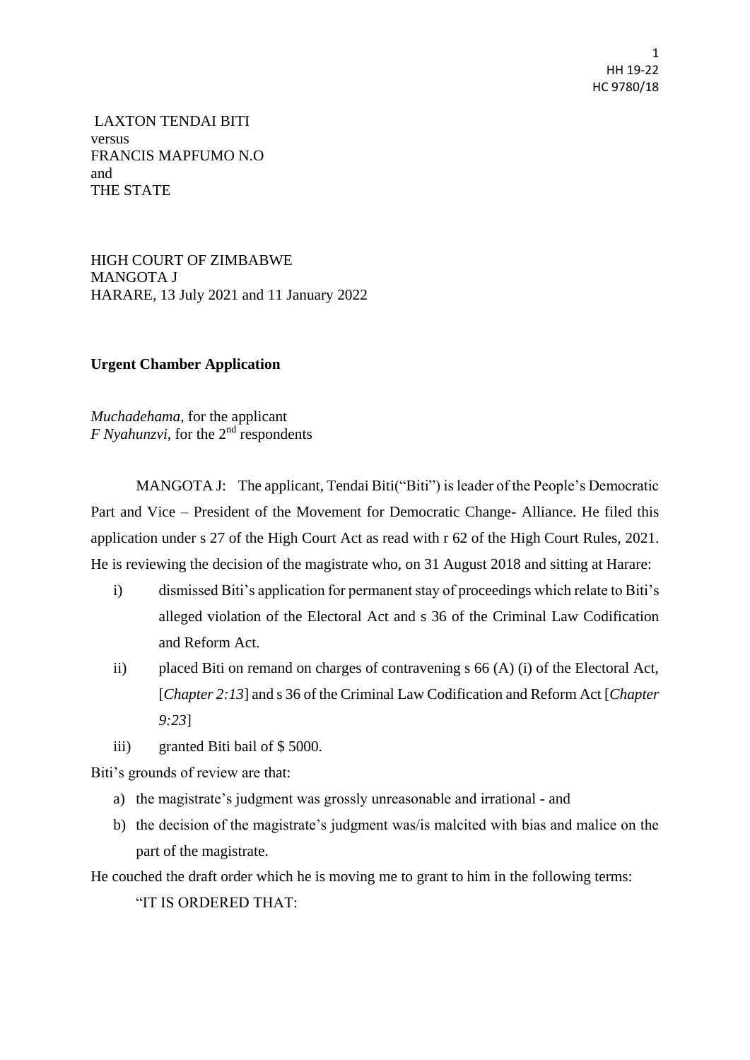LAXTON TENDAI BITI
versus
FRANCIS MAPFUMO N.O
and
THE STATE

HIGH COURT OF ZIMBABWE
MANGOTA J
HARARE, 13 July 2021 and 11 January 2022

**Urgent Chamber Application**

*Muchadehama,* for the applicant
*F Nyahunzvi,* for the 2nd respondents

MANGOTA J: The applicant, Tendai Biti("Biti") is leader of the People's Democratic Part and Vice – President of the Movement for Democratic Change- Alliance. He filed this application under s 27 of the High Court Act as read with r 62 of the High Court Rules, 2021. He is reviewing the decision of the magistrate who, on 31 August 2018 and sitting at Harare:

i) dismissed Biti's application for permanent stay of proceedings which relate to Biti's alleged violation of the Electoral Act and s 36 of the Criminal Law Codification and Reform Act.
ii) placed Biti on remand on charges of contravening s 66 (A) (i) of the Electoral Act, [*Chapter 2:13*] and s 36 of the Criminal Law Codification and Reform Act [*Chapter 9:23*]
iii) granted Biti bail of $ 5000.

Biti's grounds of review are that:

a) the magistrate's judgment was grossly unreasonable and irrational - and
b) the decision of the magistrate's judgment was/is malcited with bias and malice on the part of the magistrate.

He couched the draft order which he is moving me to grant to him in the following terms:

"IT IS ORDERED THAT: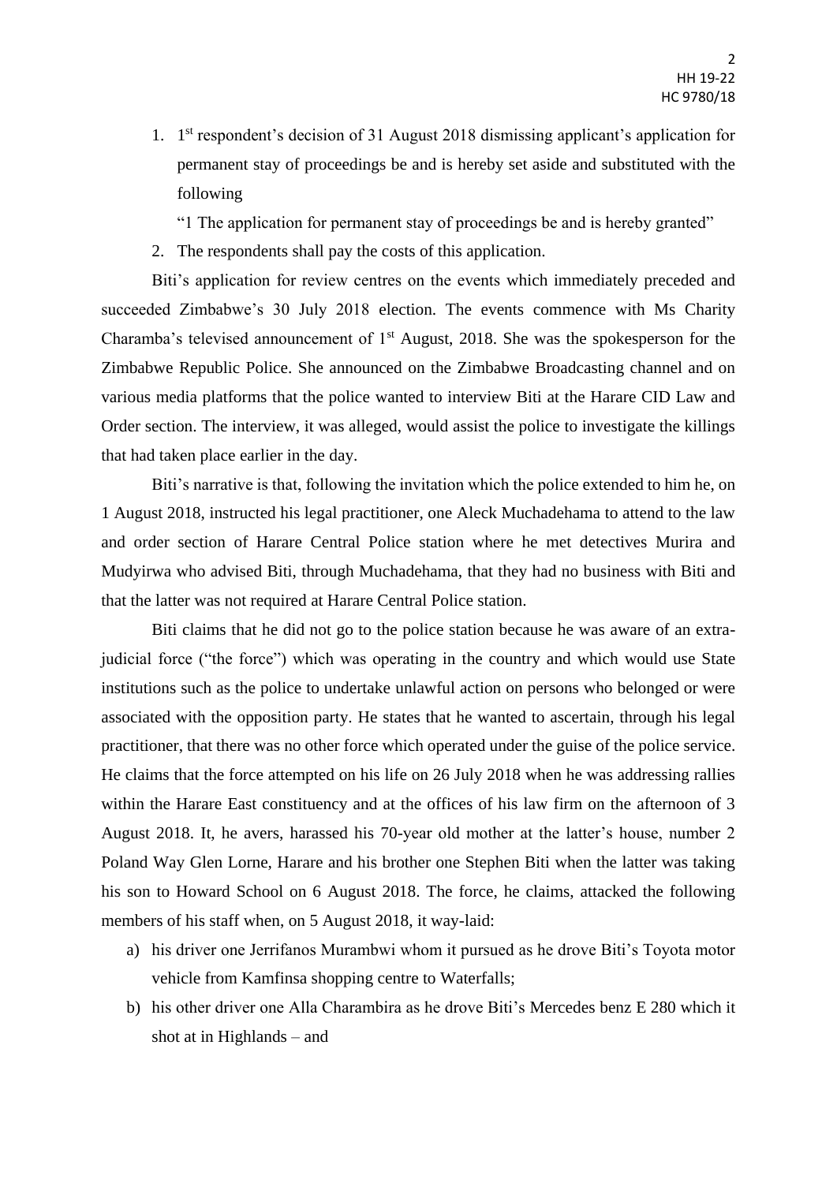1. 1st respondent's decision of 31 August 2018 dismissing applicant's application for permanent stay of proceedings be and is hereby set aside and substituted with the following

   "1 The application for permanent stay of proceedings be and is hereby granted"

2. The respondents shall pay the costs of this application.

Biti's application for review centres on the events which immediately preceded and succeeded Zimbabwe's 30 July 2018 election. The events commence with Ms Charity Charamba's televised announcement of 1st August, 2018. She was the spokesperson for the Zimbabwe Republic Police. She announced on the Zimbabwe Broadcasting channel and on various media platforms that the police wanted to interview Biti at the Harare CID Law and Order section. The interview, it was alleged, would assist the police to investigate the killings that had taken place earlier in the day.

Biti's narrative is that, following the invitation which the police extended to him he, on 1 August 2018, instructed his legal practitioner, one Aleck Muchadehama to attend to the law and order section of Harare Central Police station where he met detectives Murira and Mudyirwa who advised Biti, through Muchadehama, that they had no business with Biti and that the latter was not required at Harare Central Police station.

Biti claims that he did not go to the police station because he was aware of an extra-judicial force ("the force") which was operating in the country and which would use State institutions such as the police to undertake unlawful action on persons who belonged or were associated with the opposition party. He states that he wanted to ascertain, through his legal practitioner, that there was no other force which operated under the guise of the police service. He claims that the force attempted on his life on 26 July 2018 when he was addressing rallies within the Harare East constituency and at the offices of his law firm on the afternoon of 3 August 2018. It, he avers, harassed his 70-year old mother at the latter's house, number 2 Poland Way Glen Lorne, Harare and his brother one Stephen Biti when the latter was taking his son to Howard School on 6 August 2018. The force, he claims, attacked the following members of his staff when, on 5 August 2018, it way-laid:

a) his driver one Jerrifanos Murambwi whom it pursued as he drove Biti's Toyota motor vehicle from Kamfinsa shopping centre to Waterfalls;
b) his other driver one Alla Charambira as he drove Biti's Mercedes benz E 280 which it shot at in Highlands – and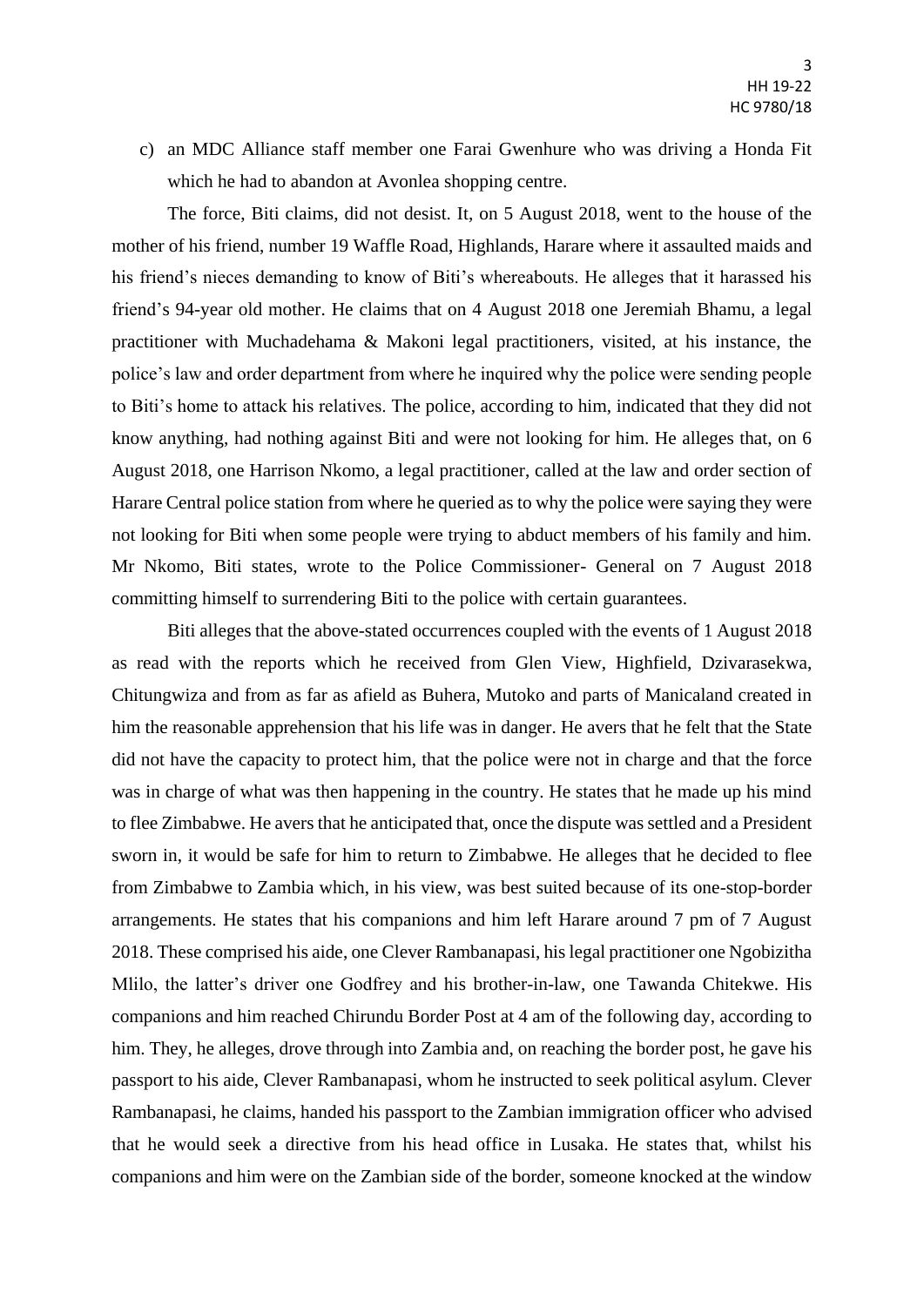c) an MDC Alliance staff member one Farai Gwenhure who was driving a Honda Fit which he had to abandon at Avonlea shopping centre.

The force, Biti claims, did not desist. It, on 5 August 2018, went to the house of the mother of his friend, number 19 Waffle Road, Highlands, Harare where it assaulted maids and his friend's nieces demanding to know of Biti's whereabouts. He alleges that it harassed his friend's 94-year old mother. He claims that on 4 August 2018 one Jeremiah Bhamu, a legal practitioner with Muchadehama & Makoni legal practitioners, visited, at his instance, the police's law and order department from where he inquired why the police were sending people to Biti's home to attack his relatives. The police, according to him, indicated that they did not know anything, had nothing against Biti and were not looking for him. He alleges that, on 6 August 2018, one Harrison Nkomo, a legal practitioner, called at the law and order section of Harare Central police station from where he queried as to why the police were saying they were not looking for Biti when some people were trying to abduct members of his family and him. Mr Nkomo, Biti states, wrote to the Police Commissioner- General on 7 August 2018 committing himself to surrendering Biti to the police with certain guarantees.

Biti alleges that the above-stated occurrences coupled with the events of 1 August 2018 as read with the reports which he received from Glen View, Highfield, Dzivarasekwa, Chitungwiza and from as far as afield as Buhera, Mutoko and parts of Manicaland created in him the reasonable apprehension that his life was in danger. He avers that he felt that the State did not have the capacity to protect him, that the police were not in charge and that the force was in charge of what was then happening in the country. He states that he made up his mind to flee Zimbabwe. He avers that he anticipated that, once the dispute was settled and a President sworn in, it would be safe for him to return to Zimbabwe. He alleges that he decided to flee from Zimbabwe to Zambia which, in his view, was best suited because of its one-stop-border arrangements. He states that his companions and him left Harare around 7 pm of 7 August 2018. These comprised his aide, one Clever Rambanapasi, his legal practitioner one Ngobizitha Mlilo, the latter's driver one Godfrey and his brother-in-law, one Tawanda Chitekwe. His companions and him reached Chirundu Border Post at 4 am of the following day, according to him. They, he alleges, drove through into Zambia and, on reaching the border post, he gave his passport to his aide, Clever Rambanapasi, whom he instructed to seek political asylum. Clever Rambanapasi, he claims, handed his passport to the Zambian immigration officer who advised that he would seek a directive from his head office in Lusaka. He states that, whilst his companions and him were on the Zambian side of the border, someone knocked at the window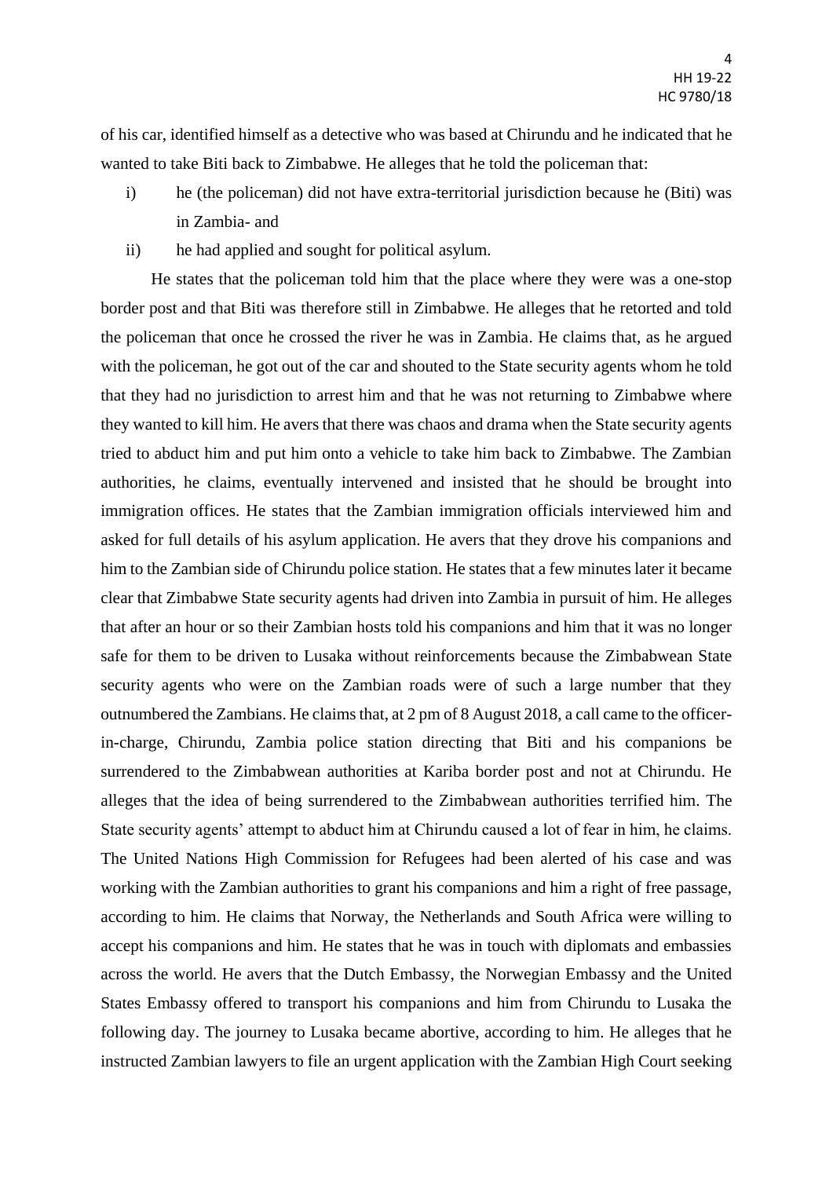of his car, identified himself as a detective who was based at Chirundu and he indicated that he wanted to take Biti back to Zimbabwe. He alleges that he told the policeman that:

i) he (the policeman) did not have extra-territorial jurisdiction because he (Biti) was in Zambia- and

ii) he had applied and sought for political asylum.

He states that the policeman told him that the place where they were was a one-stop border post and that Biti was therefore still in Zimbabwe. He alleges that he retorted and told the policeman that once he crossed the river he was in Zambia. He claims that, as he argued with the policeman, he got out of the car and shouted to the State security agents whom he told that they had no jurisdiction to arrest him and that he was not returning to Zimbabwe where they wanted to kill him. He avers that there was chaos and drama when the State security agents tried to abduct him and put him onto a vehicle to take him back to Zimbabwe. The Zambian authorities, he claims, eventually intervened and insisted that he should be brought into immigration offices. He states that the Zambian immigration officials interviewed him and asked for full details of his asylum application. He avers that they drove his companions and him to the Zambian side of Chirundu police station. He states that a few minutes later it became clear that Zimbabwe State security agents had driven into Zambia in pursuit of him. He alleges that after an hour or so their Zambian hosts told his companions and him that it was no longer safe for them to be driven to Lusaka without reinforcements because the Zimbabwean State security agents who were on the Zambian roads were of such a large number that they outnumbered the Zambians. He claims that, at 2 pm of 8 August 2018, a call came to the officer-in-charge, Chirundu, Zambia police station directing that Biti and his companions be surrendered to the Zimbabwean authorities at Kariba border post and not at Chirundu. He alleges that the idea of being surrendered to the Zimbabwean authorities terrified him. The State security agents' attempt to abduct him at Chirundu caused a lot of fear in him, he claims. The United Nations High Commission for Refugees had been alerted of his case and was working with the Zambian authorities to grant his companions and him a right of free passage, according to him. He claims that Norway, the Netherlands and South Africa were willing to accept his companions and him. He states that he was in touch with diplomats and embassies across the world. He avers that the Dutch Embassy, the Norwegian Embassy and the United States Embassy offered to transport his companions and him from Chirundu to Lusaka the following day. The journey to Lusaka became abortive, according to him. He alleges that he instructed Zambian lawyers to file an urgent application with the Zambian High Court seeking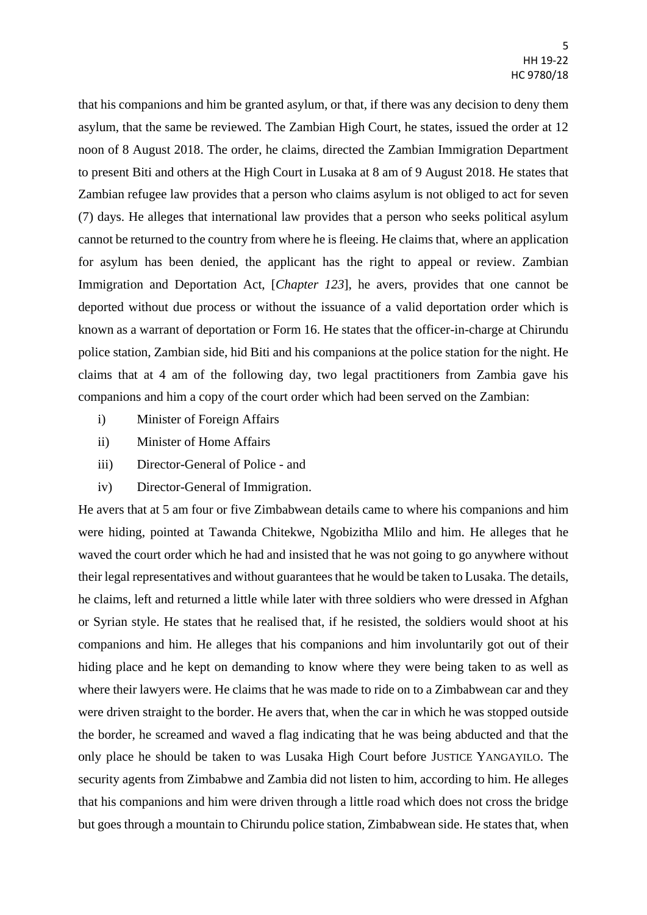that his companions and him be granted asylum, or that, if there was any decision to deny them asylum, that the same be reviewed. The Zambian High Court, he states, issued the order at 12 noon of 8 August 2018. The order, he claims, directed the Zambian Immigration Department to present Biti and others at the High Court in Lusaka at 8 am of 9 August 2018. He states that Zambian refugee law provides that a person who claims asylum is not obliged to act for seven (7) days. He alleges that international law provides that a person who seeks political asylum cannot be returned to the country from where he is fleeing. He claims that, where an application for asylum has been denied, the applicant has the right to appeal or review. Zambian Immigration and Deportation Act, [*Chapter 123*], he avers, provides that one cannot be deported without due process or without the issuance of a valid deportation order which is known as a warrant of deportation or Form 16. He states that the officer-in-charge at Chirundu police station, Zambian side, hid Biti and his companions at the police station for the night. He claims that at 4 am of the following day, two legal practitioners from Zambia gave his companions and him a copy of the court order which had been served on the Zambian:

i) Minister of Foreign Affairs

ii) Minister of Home Affairs

iii) Director-General of Police - and

iv) Director-General of Immigration.

He avers that at 5 am four or five Zimbabwean details came to where his companions and him were hiding, pointed at Tawanda Chitekwe, Ngobizitha Mlilo and him. He alleges that he waved the court order which he had and insisted that he was not going to go anywhere without their legal representatives and without guarantees that he would be taken to Lusaka. The details, he claims, left and returned a little while later with three soldiers who were dressed in Afghan or Syrian style. He states that he realised that, if he resisted, the soldiers would shoot at his companions and him. He alleges that his companions and him involuntarily got out of their hiding place and he kept on demanding to know where they were being taken to as well as where their lawyers were. He claims that he was made to ride on to a Zimbabwean car and they were driven straight to the border. He avers that, when the car in which he was stopped outside the border, he screamed and waved a flag indicating that he was being abducted and that the only place he should be taken to was Lusaka High Court before JUSTICE YANGAYILO. The security agents from Zimbabwe and Zambia did not listen to him, according to him. He alleges that his companions and him were driven through a little road which does not cross the bridge but goes through a mountain to Chirundu police station, Zimbabwean side. He states that, when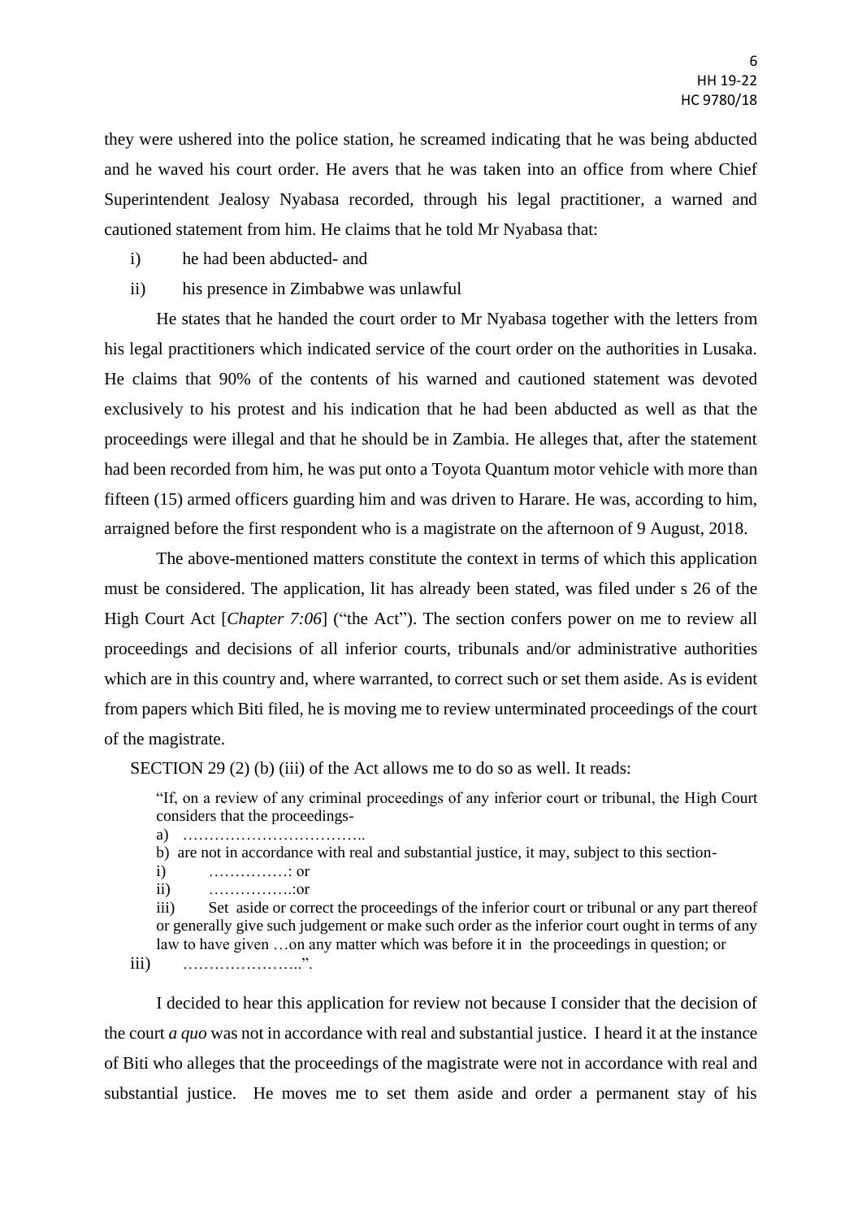they were ushered into the police station, he screamed indicating that he was being abducted and he waved his court order. He avers that he was taken into an office from where Chief Superintendent Jealosy Nyabasa recorded, through his legal practitioner, a warned and cautioned statement from him. He claims that he told Mr Nyabasa that:

i) he had been abducted- and

ii) his presence in Zimbabwe was unlawful

He states that he handed the court order to Mr Nyabasa together with the letters from his legal practitioners which indicated service of the court order on the authorities in Lusaka. He claims that 90% of the contents of his warned and cautioned statement was devoted exclusively to his protest and his indication that he had been abducted as well as that the proceedings were illegal and that he should be in Zambia. He alleges that, after the statement had been recorded from him, he was put onto a Toyota Quantum motor vehicle with more than fifteen (15) armed officers guarding him and was driven to Harare. He was, according to him, arraigned before the first respondent who is a magistrate on the afternoon of 9 August, 2018.

The above-mentioned matters constitute the context in terms of which this application must be considered. The application, lit has already been stated, was filed under s 26 of the High Court Act [*Chapter 7:06*] ("the Act"). The section confers power on me to review all proceedings and decisions of all inferior courts, tribunals and/or administrative authorities which are in this country and, where warranted, to correct such or set them aside. As is evident from papers which Biti filed, he is moving me to review unterminated proceedings of the court of the magistrate.

SECTION 29 (2) (b) (iii) of the Act allows me to do so as well. It reads:

> "If, on a review of any criminal proceedings of any inferior court or tribunal, the High Court considers that the proceedings-
>
> a) ……………………………..
>
> b) are not in accordance with real and substantial justice, it may, subject to this section-
>
> i) ……………: or
>
> ii) …………….:or
>
> iii) Set aside or correct the proceedings of the inferior court or tribunal or any part thereof or generally give such judgement or make such order as the inferior court ought in terms of any law to have given …on any matter which was before it in the proceedings in question; or
>
> iii) …………………..".

I decided to hear this application for review not because I consider that the decision of the court *a quo* was not in accordance with real and substantial justice. I heard it at the instance of Biti who alleges that the proceedings of the magistrate were not in accordance with real and substantial justice. He moves me to set them aside and order a permanent stay of his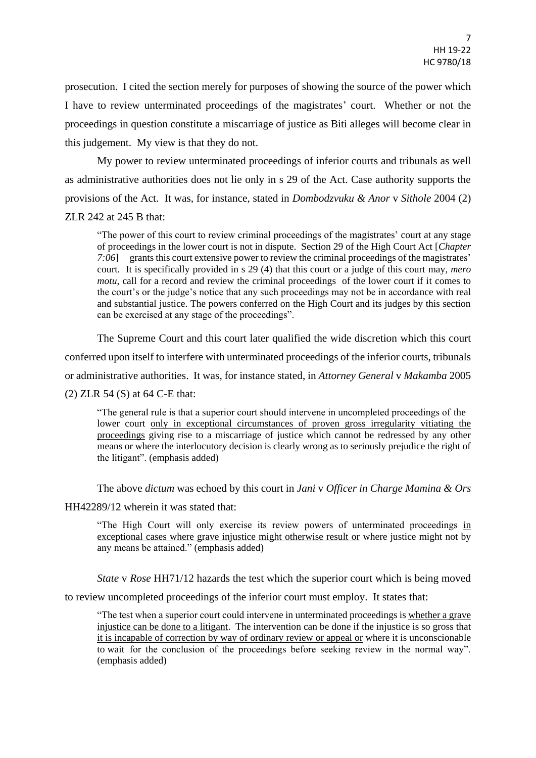prosecution. I cited the section merely for purposes of showing the source of the power which I have to review unterminated proceedings of the magistrates' court. Whether or not the proceedings in question constitute a miscarriage of justice as Biti alleges will become clear in this judgement. My view is that they do not.

My power to review unterminated proceedings of inferior courts and tribunals as well as administrative authorities does not lie only in s 29 of the Act. Case authority supports the provisions of the Act. It was, for instance, stated in *Dombodzvuku & Anor* v *Sithole* 2004 (2) ZLR 242 at 245 B that:

> "The power of this court to review criminal proceedings of the magistrates' court at any stage of proceedings in the lower court is not in dispute. Section 29 of the High Court Act [*Chapter 7:06*] grants this court extensive power to review the criminal proceedings of the magistrates' court. It is specifically provided in s 29 (4) that this court or a judge of this court may, *mero motu*, call for a record and review the criminal proceedings of the lower court if it comes to the court's or the judge's notice that any such proceedings may not be in accordance with real and substantial justice. The powers conferred on the High Court and its judges by this section can be exercised at any stage of the proceedings".

The Supreme Court and this court later qualified the wide discretion which this court conferred upon itself to interfere with unterminated proceedings of the inferior courts, tribunals or administrative authorities. It was, for instance stated, in *Attorney General* v *Makamba* 2005 (2) ZLR 54 (S) at 64 C-E that:

> "The general rule is that a superior court should intervene in uncompleted proceedings of the lower court <u>only in exceptional circumstances of proven gross irregularity vitiating the proceedings</u> giving rise to a miscarriage of justice which cannot be redressed by any other means or where the interlocutory decision is clearly wrong as to seriously prejudice the right of the litigant". (emphasis added)

The above *dictum* was echoed by this court in *Jani* v *Officer in Charge Mamina & Ors* HH42289/12 wherein it was stated that:

> "The High Court will only exercise its review powers of unterminated proceedings <u>in exceptional cases where grave injustice might otherwise result or</u> where justice might not by any means be attained." (emphasis added)

*State* v *Rose* HH71/12 hazards the test which the superior court which is being moved to review uncompleted proceedings of the inferior court must employ. It states that:

> "The test when a superior court could intervene in unterminated proceedings is <u>whether a grave injustice can be done to a litigant</u>. The intervention can be done if the injustice is so gross that <u>it is incapable of correction by way of ordinary review or appeal or</u> where it is unconscionable to wait for the conclusion of the proceedings before seeking review in the normal way". (emphasis added)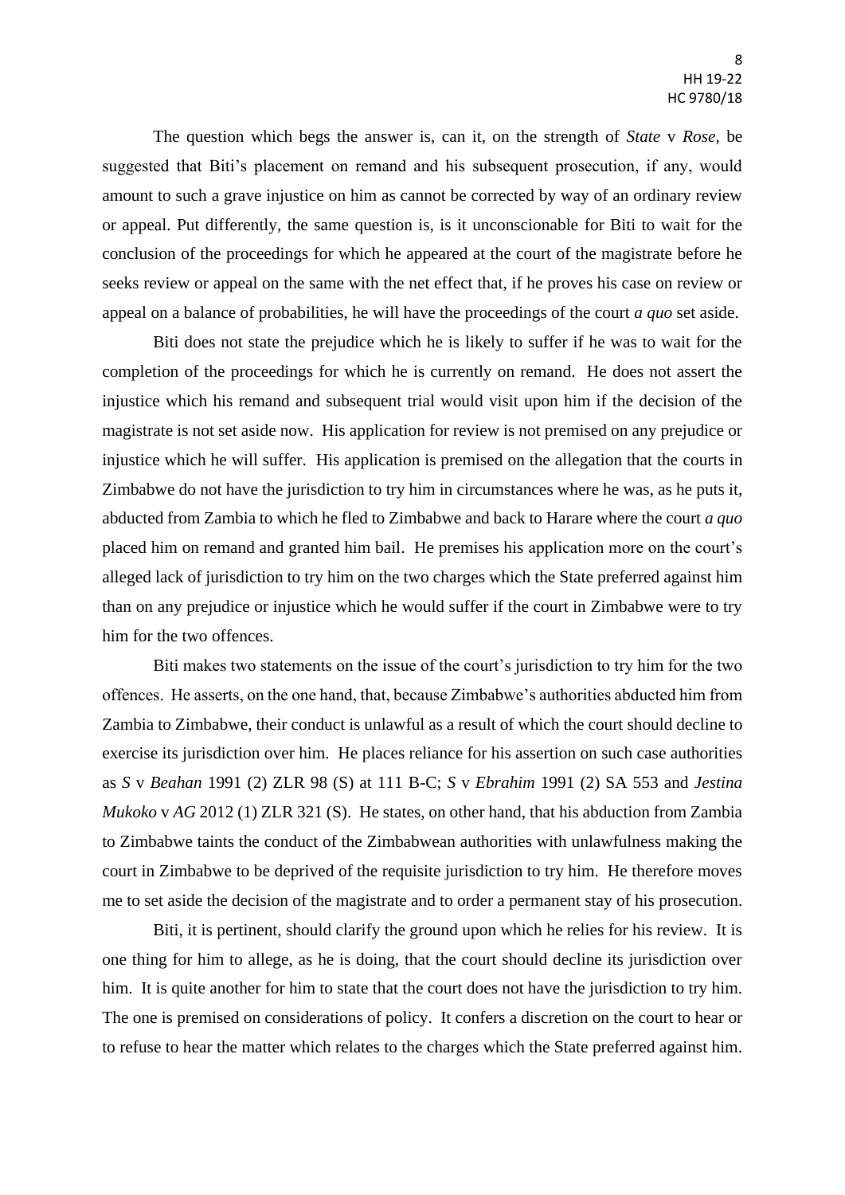The question which begs the answer is, can it, on the strength of *State* v *Rose*, be suggested that Biti's placement on remand and his subsequent prosecution, if any, would amount to such a grave injustice on him as cannot be corrected by way of an ordinary review or appeal. Put differently, the same question is, is it unconscionable for Biti to wait for the conclusion of the proceedings for which he appeared at the court of the magistrate before he seeks review or appeal on the same with the net effect that, if he proves his case on review or appeal on a balance of probabilities, he will have the proceedings of the court *a quo* set aside.

Biti does not state the prejudice which he is likely to suffer if he was to wait for the completion of the proceedings for which he is currently on remand. He does not assert the injustice which his remand and subsequent trial would visit upon him if the decision of the magistrate is not set aside now. His application for review is not premised on any prejudice or injustice which he will suffer. His application is premised on the allegation that the courts in Zimbabwe do not have the jurisdiction to try him in circumstances where he was, as he puts it, abducted from Zambia to which he fled to Zimbabwe and back to Harare where the court *a quo* placed him on remand and granted him bail. He premises his application more on the court's alleged lack of jurisdiction to try him on the two charges which the State preferred against him than on any prejudice or injustice which he would suffer if the court in Zimbabwe were to try him for the two offences.

Biti makes two statements on the issue of the court's jurisdiction to try him for the two offences. He asserts, on the one hand, that, because Zimbabwe's authorities abducted him from Zambia to Zimbabwe, their conduct is unlawful as a result of which the court should decline to exercise its jurisdiction over him. He places reliance for his assertion on such case authorities as *S* v *Beahan* 1991 (2) ZLR 98 (S) at 111 B-C; *S* v *Ebrahim* 1991 (2) SA 553 and *Jestina Mukoko* v *AG* 2012 (1) ZLR 321 (S). He states, on other hand, that his abduction from Zambia to Zimbabwe taints the conduct of the Zimbabwean authorities with unlawfulness making the court in Zimbabwe to be deprived of the requisite jurisdiction to try him. He therefore moves me to set aside the decision of the magistrate and to order a permanent stay of his prosecution.

Biti, it is pertinent, should clarify the ground upon which he relies for his review. It is one thing for him to allege, as he is doing, that the court should decline its jurisdiction over him. It is quite another for him to state that the court does not have the jurisdiction to try him. The one is premised on considerations of policy. It confers a discretion on the court to hear or to refuse to hear the matter which relates to the charges which the State preferred against him.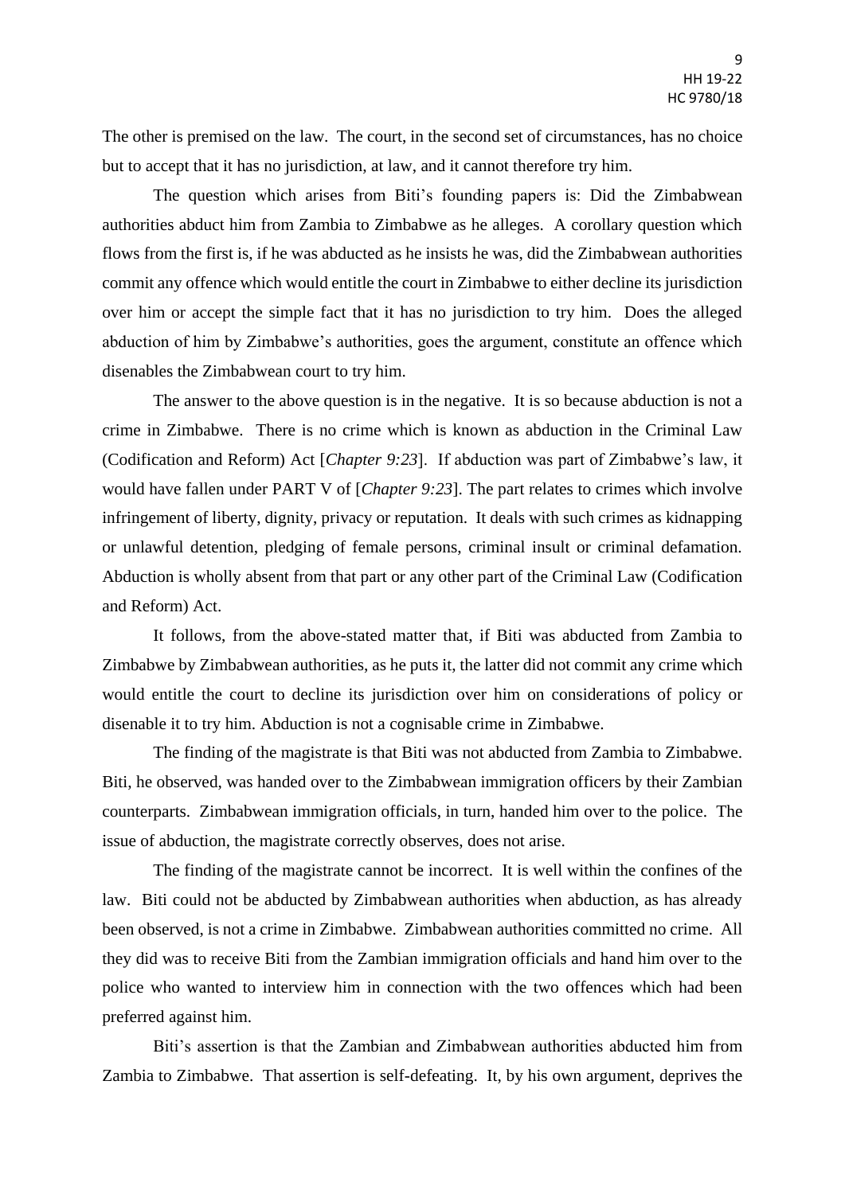The other is premised on the law. The court, in the second set of circumstances, has no choice but to accept that it has no jurisdiction, at law, and it cannot therefore try him.

The question which arises from Biti's founding papers is: Did the Zimbabwean authorities abduct him from Zambia to Zimbabwe as he alleges. A corollary question which flows from the first is, if he was abducted as he insists he was, did the Zimbabwean authorities commit any offence which would entitle the court in Zimbabwe to either decline its jurisdiction over him or accept the simple fact that it has no jurisdiction to try him. Does the alleged abduction of him by Zimbabwe's authorities, goes the argument, constitute an offence which disenables the Zimbabwean court to try him.

The answer to the above question is in the negative. It is so because abduction is not a crime in Zimbabwe. There is no crime which is known as abduction in the Criminal Law (Codification and Reform) Act [*Chapter 9:23*]. If abduction was part of Zimbabwe's law, it would have fallen under PART V of [*Chapter 9:23*]. The part relates to crimes which involve infringement of liberty, dignity, privacy or reputation. It deals with such crimes as kidnapping or unlawful detention, pledging of female persons, criminal insult or criminal defamation. Abduction is wholly absent from that part or any other part of the Criminal Law (Codification and Reform) Act.

It follows, from the above-stated matter that, if Biti was abducted from Zambia to Zimbabwe by Zimbabwean authorities, as he puts it, the latter did not commit any crime which would entitle the court to decline its jurisdiction over him on considerations of policy or disenable it to try him. Abduction is not a cognisable crime in Zimbabwe.

The finding of the magistrate is that Biti was not abducted from Zambia to Zimbabwe. Biti, he observed, was handed over to the Zimbabwean immigration officers by their Zambian counterparts. Zimbabwean immigration officials, in turn, handed him over to the police. The issue of abduction, the magistrate correctly observes, does not arise.

The finding of the magistrate cannot be incorrect. It is well within the confines of the law. Biti could not be abducted by Zimbabwean authorities when abduction, as has already been observed, is not a crime in Zimbabwe. Zimbabwean authorities committed no crime. All they did was to receive Biti from the Zambian immigration officials and hand him over to the police who wanted to interview him in connection with the two offences which had been preferred against him.

Biti's assertion is that the Zambian and Zimbabwean authorities abducted him from Zambia to Zimbabwe. That assertion is self-defeating. It, by his own argument, deprives the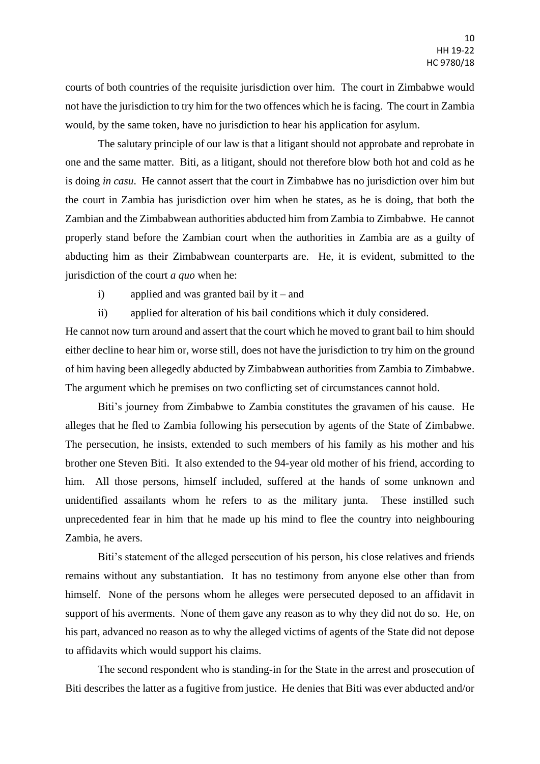courts of both countries of the requisite jurisdiction over him. The court in Zimbabwe would not have the jurisdiction to try him for the two offences which he is facing. The court in Zambia would, by the same token, have no jurisdiction to hear his application for asylum.

The salutary principle of our law is that a litigant should not approbate and reprobate in one and the same matter. Biti, as a litigant, should not therefore blow both hot and cold as he is doing *in casu*. He cannot assert that the court in Zimbabwe has no jurisdiction over him but the court in Zambia has jurisdiction over him when he states, as he is doing, that both the Zambian and the Zimbabwean authorities abducted him from Zambia to Zimbabwe. He cannot properly stand before the Zambian court when the authorities in Zambia are as a guilty of abducting him as their Zimbabwean counterparts are. He, it is evident, submitted to the jurisdiction of the court *a quo* when he:

i) applied and was granted bail by it – and

ii) applied for alteration of his bail conditions which it duly considered.

He cannot now turn around and assert that the court which he moved to grant bail to him should either decline to hear him or, worse still, does not have the jurisdiction to try him on the ground of him having been allegedly abducted by Zimbabwean authorities from Zambia to Zimbabwe. The argument which he premises on two conflicting set of circumstances cannot hold.

Biti's journey from Zimbabwe to Zambia constitutes the gravamen of his cause. He alleges that he fled to Zambia following his persecution by agents of the State of Zimbabwe. The persecution, he insists, extended to such members of his family as his mother and his brother one Steven Biti. It also extended to the 94-year old mother of his friend, according to him. All those persons, himself included, suffered at the hands of some unknown and unidentified assailants whom he refers to as the military junta. These instilled such unprecedented fear in him that he made up his mind to flee the country into neighbouring Zambia, he avers.

Biti's statement of the alleged persecution of his person, his close relatives and friends remains without any substantiation. It has no testimony from anyone else other than from himself. None of the persons whom he alleges were persecuted deposed to an affidavit in support of his averments. None of them gave any reason as to why they did not do so. He, on his part, advanced no reason as to why the alleged victims of agents of the State did not depose to affidavits which would support his claims.

The second respondent who is standing-in for the State in the arrest and prosecution of Biti describes the latter as a fugitive from justice. He denies that Biti was ever abducted and/or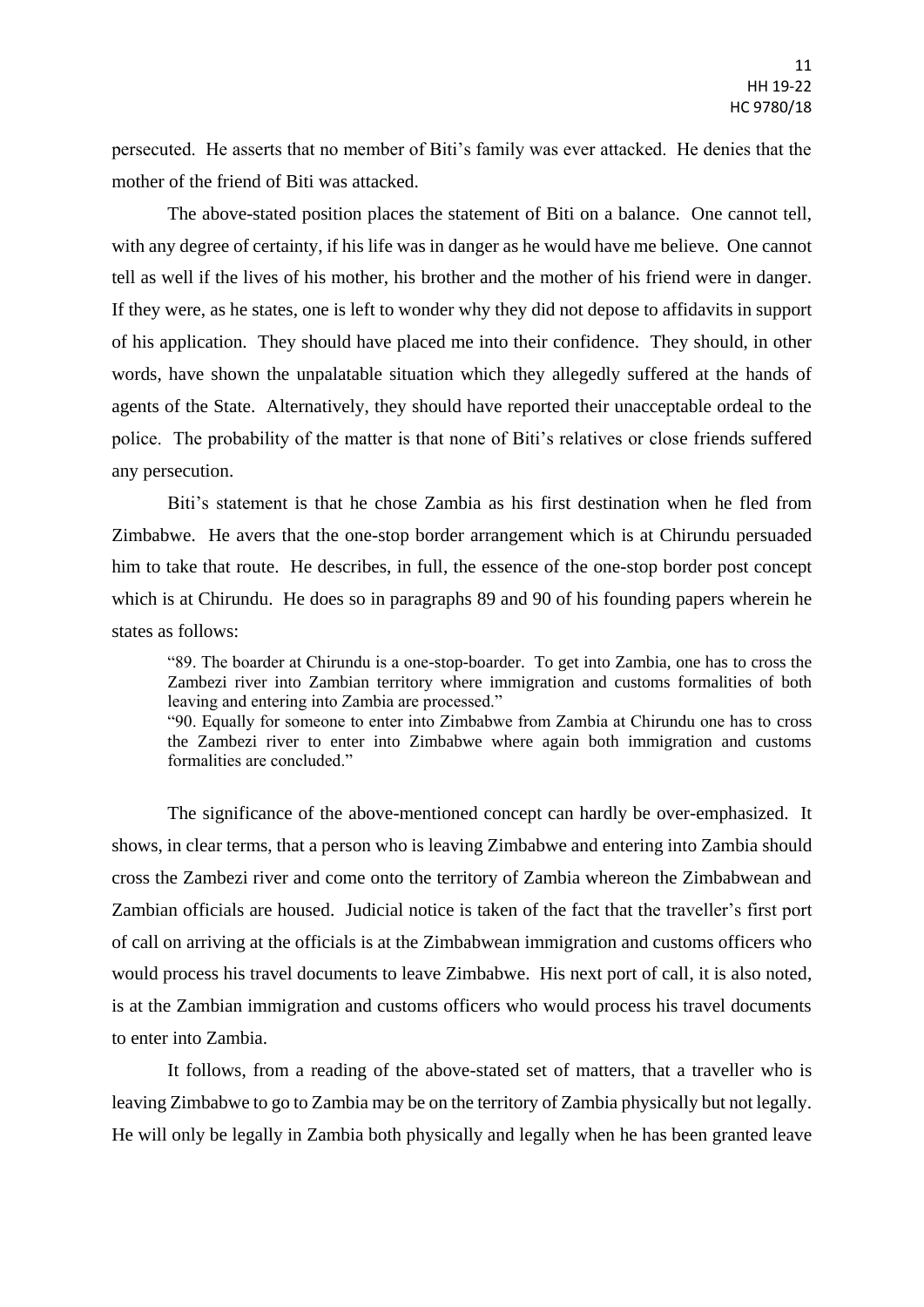persecuted. He asserts that no member of Biti's family was ever attacked. He denies that the mother of the friend of Biti was attacked.

The above-stated position places the statement of Biti on a balance. One cannot tell, with any degree of certainty, if his life was in danger as he would have me believe. One cannot tell as well if the lives of his mother, his brother and the mother of his friend were in danger. If they were, as he states, one is left to wonder why they did not depose to affidavits in support of his application. They should have placed me into their confidence. They should, in other words, have shown the unpalatable situation which they allegedly suffered at the hands of agents of the State. Alternatively, they should have reported their unacceptable ordeal to the police. The probability of the matter is that none of Biti's relatives or close friends suffered any persecution.

Biti's statement is that he chose Zambia as his first destination when he fled from Zimbabwe. He avers that the one-stop border arrangement which is at Chirundu persuaded him to take that route. He describes, in full, the essence of the one-stop border post concept which is at Chirundu. He does so in paragraphs 89 and 90 of his founding papers wherein he states as follows:

> "89. The boarder at Chirundu is a one-stop-boarder. To get into Zambia, one has to cross the Zambezi river into Zambian territory where immigration and customs formalities of both leaving and entering into Zambia are processed."
>
> "90. Equally for someone to enter into Zimbabwe from Zambia at Chirundu one has to cross the Zambezi river to enter into Zimbabwe where again both immigration and customs formalities are concluded."

The significance of the above-mentioned concept can hardly be over-emphasized. It shows, in clear terms, that a person who is leaving Zimbabwe and entering into Zambia should cross the Zambezi river and come onto the territory of Zambia whereon the Zimbabwean and Zambian officials are housed. Judicial notice is taken of the fact that the traveller's first port of call on arriving at the officials is at the Zimbabwean immigration and customs officers who would process his travel documents to leave Zimbabwe. His next port of call, it is also noted, is at the Zambian immigration and customs officers who would process his travel documents to enter into Zambia.

It follows, from a reading of the above-stated set of matters, that a traveller who is leaving Zimbabwe to go to Zambia may be on the territory of Zambia physically but not legally. He will only be legally in Zambia both physically and legally when he has been granted leave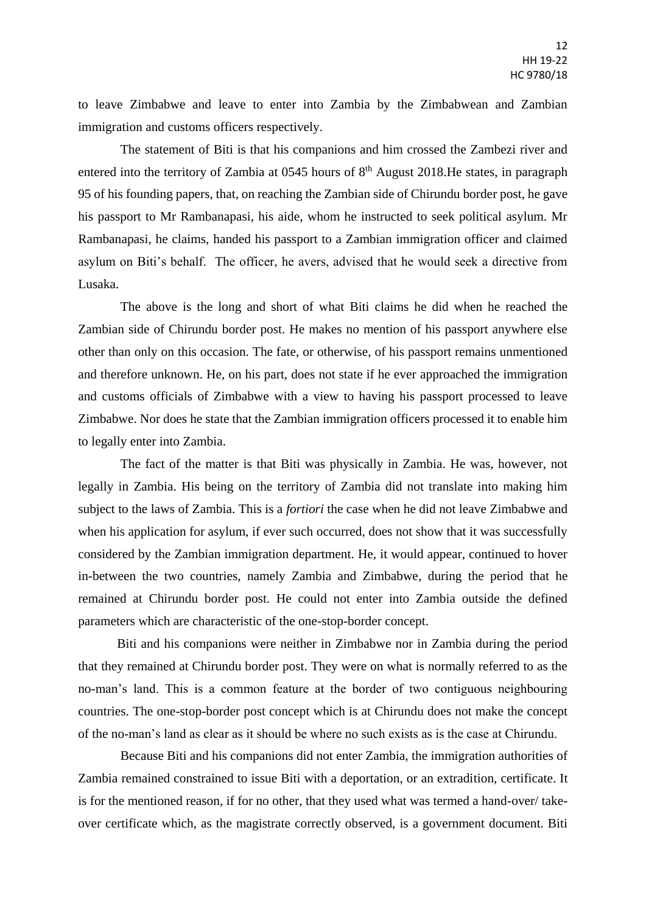to leave Zimbabwe and leave to enter into Zambia by the Zimbabwean and Zambian immigration and customs officers respectively.

The statement of Biti is that his companions and him crossed the Zambezi river and entered into the territory of Zambia at 0545 hours of 8th August 2018.He states, in paragraph 95 of his founding papers, that, on reaching the Zambian side of Chirundu border post, he gave his passport to Mr Rambanapasi, his aide, whom he instructed to seek political asylum. Mr Rambanapasi, he claims, handed his passport to a Zambian immigration officer and claimed asylum on Biti's behalf. The officer, he avers, advised that he would seek a directive from Lusaka.

The above is the long and short of what Biti claims he did when he reached the Zambian side of Chirundu border post. He makes no mention of his passport anywhere else other than only on this occasion. The fate, or otherwise, of his passport remains unmentioned and therefore unknown. He, on his part, does not state if he ever approached the immigration and customs officials of Zimbabwe with a view to having his passport processed to leave Zimbabwe. Nor does he state that the Zambian immigration officers processed it to enable him to legally enter into Zambia.

The fact of the matter is that Biti was physically in Zambia. He was, however, not legally in Zambia. His being on the territory of Zambia did not translate into making him subject to the laws of Zambia. This is a *fortiori* the case when he did not leave Zimbabwe and when his application for asylum, if ever such occurred, does not show that it was successfully considered by the Zambian immigration department. He, it would appear, continued to hover in-between the two countries, namely Zambia and Zimbabwe, during the period that he remained at Chirundu border post. He could not enter into Zambia outside the defined parameters which are characteristic of the one-stop-border concept.

Biti and his companions were neither in Zimbabwe nor in Zambia during the period that they remained at Chirundu border post. They were on what is normally referred to as the no-man's land. This is a common feature at the border of two contiguous neighbouring countries. The one-stop-border post concept which is at Chirundu does not make the concept of the no-man's land as clear as it should be where no such exists as is the case at Chirundu.

Because Biti and his companions did not enter Zambia, the immigration authorities of Zambia remained constrained to issue Biti with a deportation, or an extradition, certificate. It is for the mentioned reason, if for no other, that they used what was termed a hand-over/ take-over certificate which, as the magistrate correctly observed, is a government document. Biti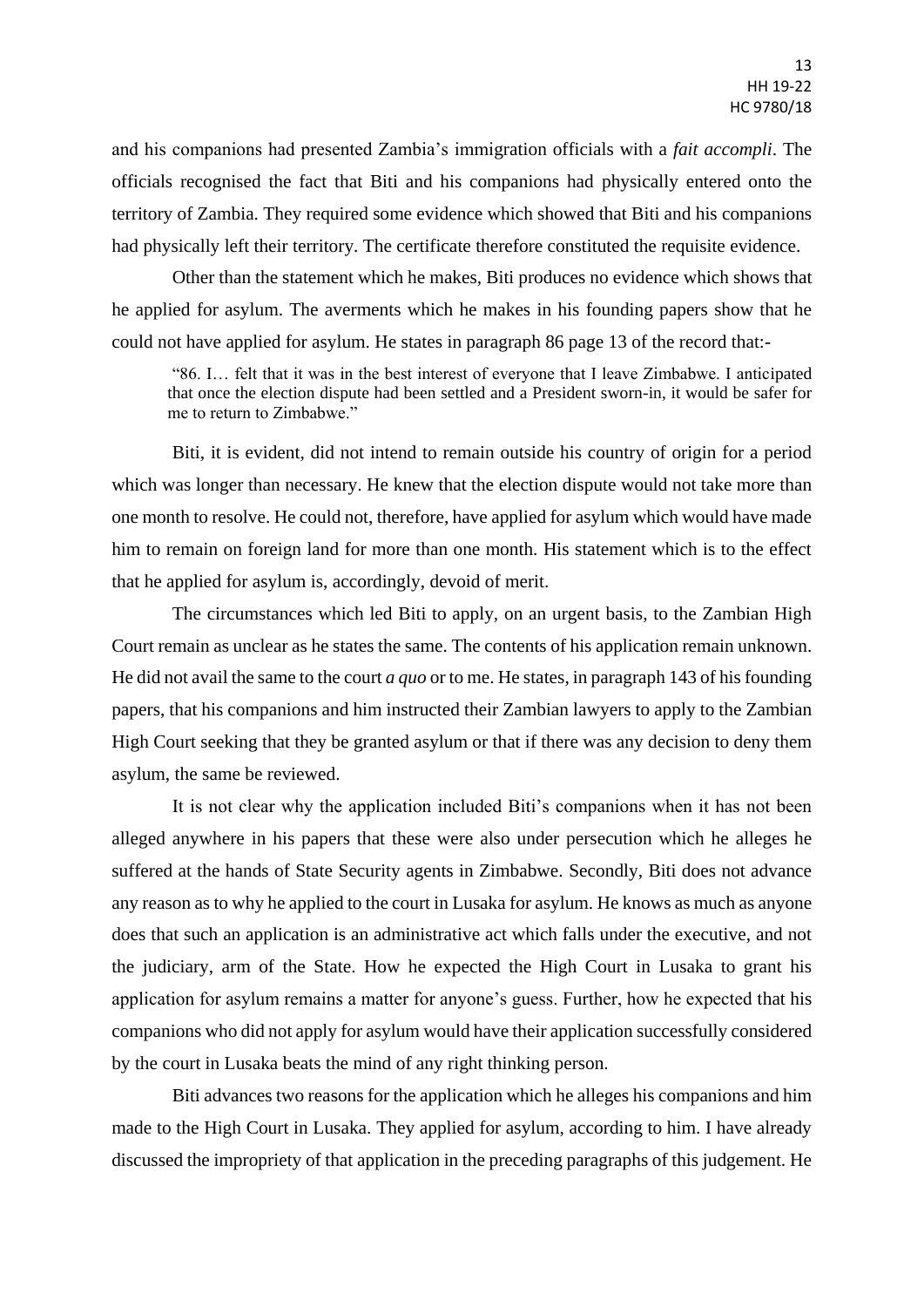and his companions had presented Zambia's immigration officials with a *fait accompli*. The officials recognised the fact that Biti and his companions had physically entered onto the territory of Zambia. They required some evidence which showed that Biti and his companions had physically left their territory. The certificate therefore constituted the requisite evidence.

Other than the statement which he makes, Biti produces no evidence which shows that he applied for asylum. The averments which he makes in his founding papers show that he could not have applied for asylum. He states in paragraph 86 page 13 of the record that:-

> "86. I… felt that it was in the best interest of everyone that I leave Zimbabwe. I anticipated that once the election dispute had been settled and a President sworn-in, it would be safer for me to return to Zimbabwe."

Biti, it is evident, did not intend to remain outside his country of origin for a period which was longer than necessary. He knew that the election dispute would not take more than one month to resolve. He could not, therefore, have applied for asylum which would have made him to remain on foreign land for more than one month. His statement which is to the effect that he applied for asylum is, accordingly, devoid of merit.

The circumstances which led Biti to apply, on an urgent basis, to the Zambian High Court remain as unclear as he states the same. The contents of his application remain unknown. He did not avail the same to the court *a quo* or to me. He states, in paragraph 143 of his founding papers, that his companions and him instructed their Zambian lawyers to apply to the Zambian High Court seeking that they be granted asylum or that if there was any decision to deny them asylum, the same be reviewed.

It is not clear why the application included Biti's companions when it has not been alleged anywhere in his papers that these were also under persecution which he alleges he suffered at the hands of State Security agents in Zimbabwe. Secondly, Biti does not advance any reason as to why he applied to the court in Lusaka for asylum. He knows as much as anyone does that such an application is an administrative act which falls under the executive, and not the judiciary, arm of the State. How he expected the High Court in Lusaka to grant his application for asylum remains a matter for anyone's guess. Further, how he expected that his companions who did not apply for asylum would have their application successfully considered by the court in Lusaka beats the mind of any right thinking person.

Biti advances two reasons for the application which he alleges his companions and him made to the High Court in Lusaka. They applied for asylum, according to him. I have already discussed the impropriety of that application in the preceding paragraphs of this judgement. He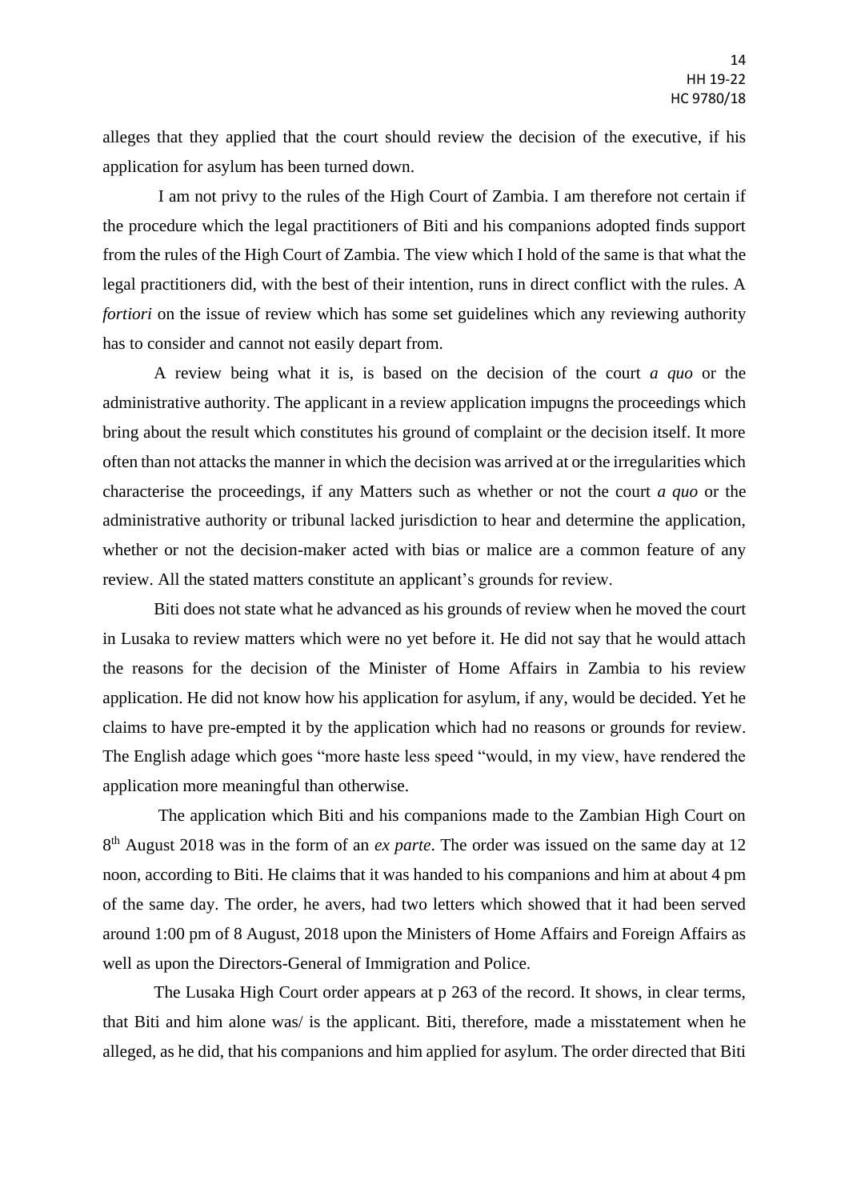alleges that they applied that the court should review the decision of the executive, if his application for asylum has been turned down.

I am not privy to the rules of the High Court of Zambia. I am therefore not certain if the procedure which the legal practitioners of Biti and his companions adopted finds support from the rules of the High Court of Zambia. The view which I hold of the same is that what the legal practitioners did, with the best of their intention, runs in direct conflict with the rules. A *fortiori* on the issue of review which has some set guidelines which any reviewing authority has to consider and cannot not easily depart from.

A review being what it is, is based on the decision of the court *a quo* or the administrative authority. The applicant in a review application impugns the proceedings which bring about the result which constitutes his ground of complaint or the decision itself. It more often than not attacks the manner in which the decision was arrived at or the irregularities which characterise the proceedings, if any Matters such as whether or not the court *a quo* or the administrative authority or tribunal lacked jurisdiction to hear and determine the application, whether or not the decision-maker acted with bias or malice are a common feature of any review. All the stated matters constitute an applicant's grounds for review.

Biti does not state what he advanced as his grounds of review when he moved the court in Lusaka to review matters which were no yet before it. He did not say that he would attach the reasons for the decision of the Minister of Home Affairs in Zambia to his review application. He did not know how his application for asylum, if any, would be decided. Yet he claims to have pre-empted it by the application which had no reasons or grounds for review. The English adage which goes "more haste less speed "would, in my view, have rendered the application more meaningful than otherwise.

The application which Biti and his companions made to the Zambian High Court on 8th August 2018 was in the form of an *ex parte*. The order was issued on the same day at 12 noon, according to Biti. He claims that it was handed to his companions and him at about 4 pm of the same day. The order, he avers, had two letters which showed that it had been served around 1:00 pm of 8 August, 2018 upon the Ministers of Home Affairs and Foreign Affairs as well as upon the Directors-General of Immigration and Police.

The Lusaka High Court order appears at p 263 of the record. It shows, in clear terms, that Biti and him alone was/ is the applicant. Biti, therefore, made a misstatement when he alleged, as he did, that his companions and him applied for asylum. The order directed that Biti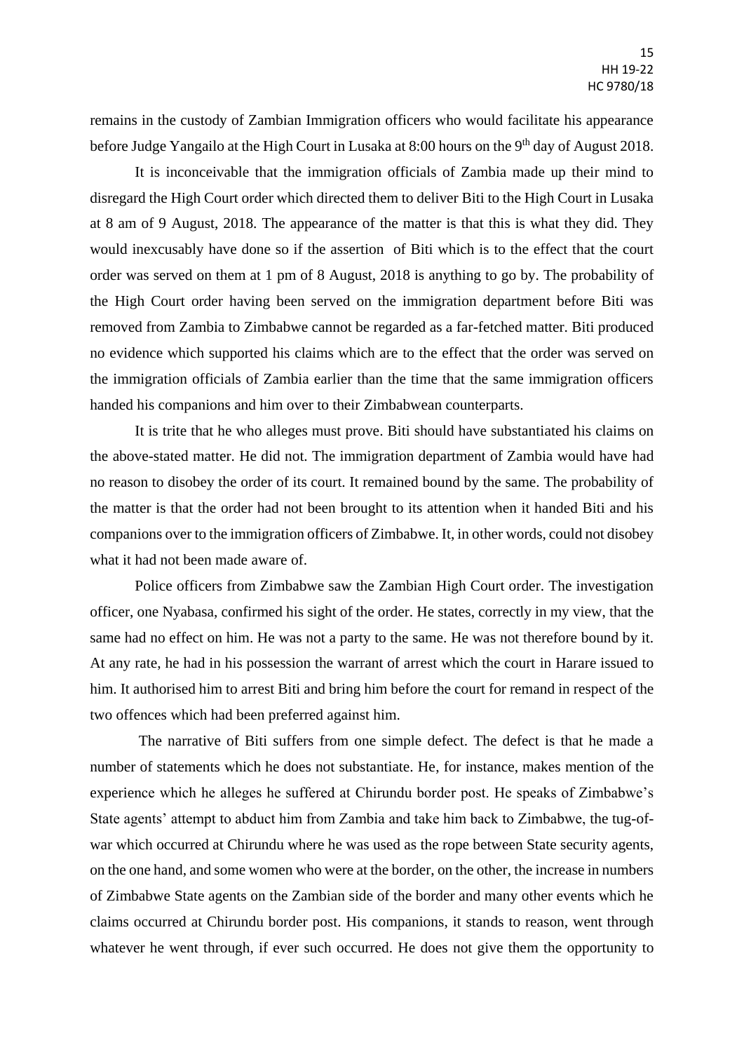remains in the custody of Zambian Immigration officers who would facilitate his appearance before Judge Yangailo at the High Court in Lusaka at 8:00 hours on the 9th day of August 2018.

It is inconceivable that the immigration officials of Zambia made up their mind to disregard the High Court order which directed them to deliver Biti to the High Court in Lusaka at 8 am of 9 August, 2018. The appearance of the matter is that this is what they did. They would inexcusably have done so if the assertion of Biti which is to the effect that the court order was served on them at 1 pm of 8 August, 2018 is anything to go by. The probability of the High Court order having been served on the immigration department before Biti was removed from Zambia to Zimbabwe cannot be regarded as a far-fetched matter. Biti produced no evidence which supported his claims which are to the effect that the order was served on the immigration officials of Zambia earlier than the time that the same immigration officers handed his companions and him over to their Zimbabwean counterparts.

It is trite that he who alleges must prove. Biti should have substantiated his claims on the above-stated matter. He did not. The immigration department of Zambia would have had no reason to disobey the order of its court. It remained bound by the same. The probability of the matter is that the order had not been brought to its attention when it handed Biti and his companions over to the immigration officers of Zimbabwe. It, in other words, could not disobey what it had not been made aware of.

Police officers from Zimbabwe saw the Zambian High Court order. The investigation officer, one Nyabasa, confirmed his sight of the order. He states, correctly in my view, that the same had no effect on him. He was not a party to the same. He was not therefore bound by it. At any rate, he had in his possession the warrant of arrest which the court in Harare issued to him. It authorised him to arrest Biti and bring him before the court for remand in respect of the two offences which had been preferred against him.

The narrative of Biti suffers from one simple defect. The defect is that he made a number of statements which he does not substantiate. He, for instance, makes mention of the experience which he alleges he suffered at Chirundu border post. He speaks of Zimbabwe's State agents' attempt to abduct him from Zambia and take him back to Zimbabwe, the tug-of-war which occurred at Chirundu where he was used as the rope between State security agents, on the one hand, and some women who were at the border, on the other, the increase in numbers of Zimbabwe State agents on the Zambian side of the border and many other events which he claims occurred at Chirundu border post. His companions, it stands to reason, went through whatever he went through, if ever such occurred. He does not give them the opportunity to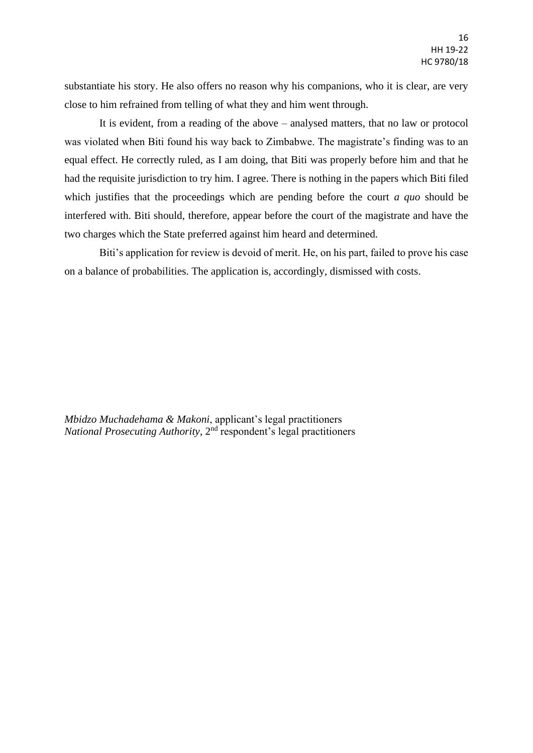substantiate his story. He also offers no reason why his companions, who it is clear, are very close to him refrained from telling of what they and him went through.

It is evident, from a reading of the above – analysed matters, that no law or protocol was violated when Biti found his way back to Zimbabwe. The magistrate's finding was to an equal effect. He correctly ruled, as I am doing, that Biti was properly before him and that he had the requisite jurisdiction to try him. I agree. There is nothing in the papers which Biti filed which justifies that the proceedings which are pending before the court *a quo* should be interfered with. Biti should, therefore, appear before the court of the magistrate and have the two charges which the State preferred against him heard and determined.

Biti's application for review is devoid of merit. He, on his part, failed to prove his case on a balance of probabilities. The application is, accordingly, dismissed with costs.

*Mbidzo Muchadehama & Makoni*, applicant's legal practitioners
*National Prosecuting Authority*, 2nd respondent's legal practitioners